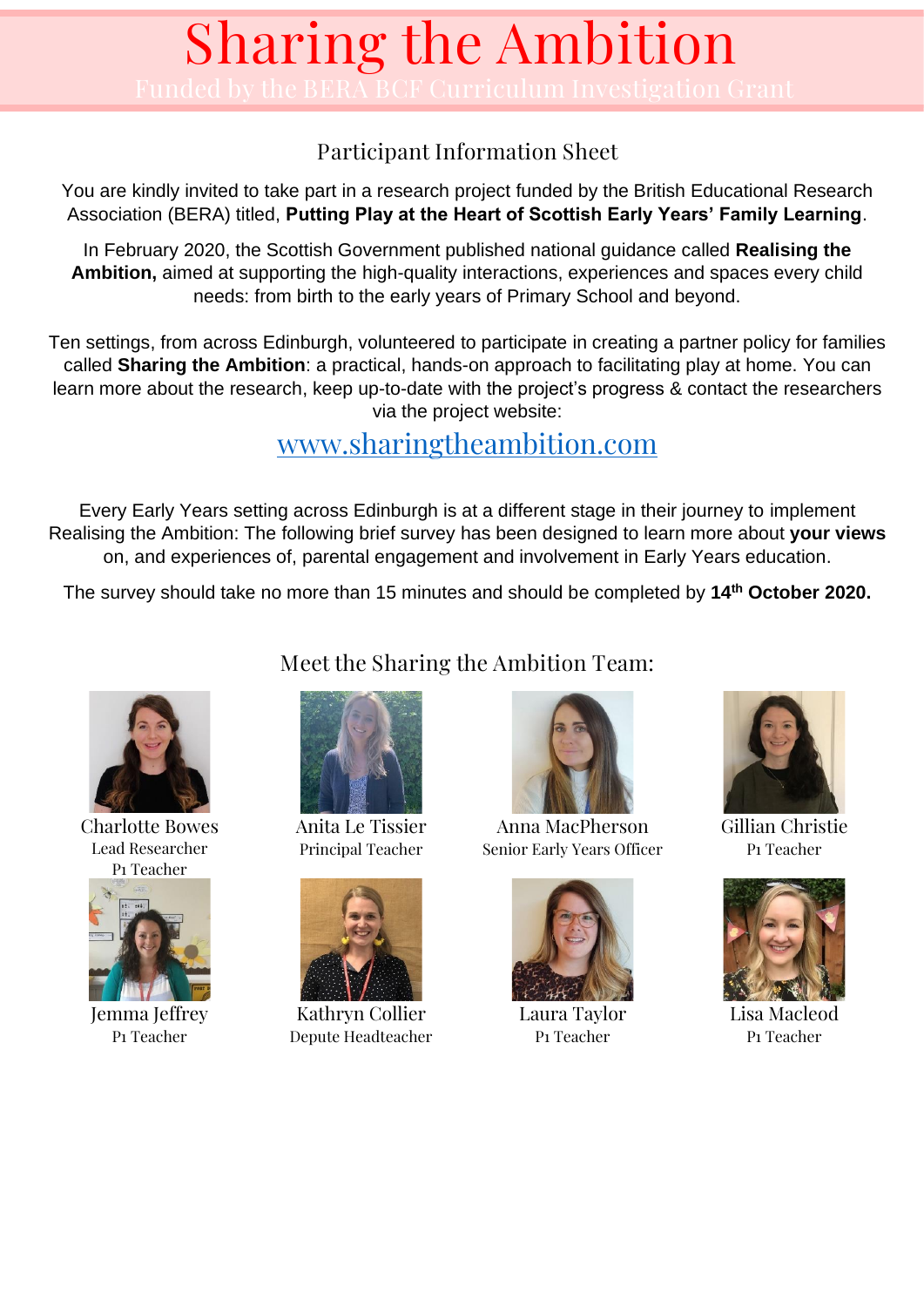# Sharing the Ambition

Funded by the BERA BCF Curriculum Investigation Grant

## Participant Information Sheet

You are kindly invited to take part in a research project funded by the British Educational Research Association (BERA) titled, **Putting Play at the Heart of Scottish Early Years' Family Learning**.

In February 2020, the Scottish Government published national guidance called **Realising the Ambition,** aimed at supporting the high-quality interactions, experiences and spaces every child needs: from birth to the early years of Primary School and beyond.

Ten settings, from across Edinburgh, volunteered to participate in creating a partner policy for families called **Sharing the Ambition**: a practical, hands-on approach to facilitating play at home. You can learn more about the research, keep up-to-date with the project's progress & contact the researchers via the project website:

www.sharingtheambition.com

Every Early Years setting across Edinburgh is at a different stage in their journey to implement Realising the Ambition: The following brief survey has been designed to learn more about **your views** on, and experiences of, parental engagement and involvement in Early Years education.

The survey should take no more than 15 minutes and should be completed by **14th October 2020.**

## Meet the Sharing the Ambition Team:

Charlotte Bowes
Lead Researcher
P1 Teacher

Anita Le Tissier
Principal Teacher

Anna MacPherson
Senior Early Years Officer

Gillian Christie
P1 Teacher

Jemma Jeffrey
P1 Teacher

Kathryn Collier
Depute Headteacher

Laura Taylor
P1 Teacher

Lisa Macleod
P1 Teacher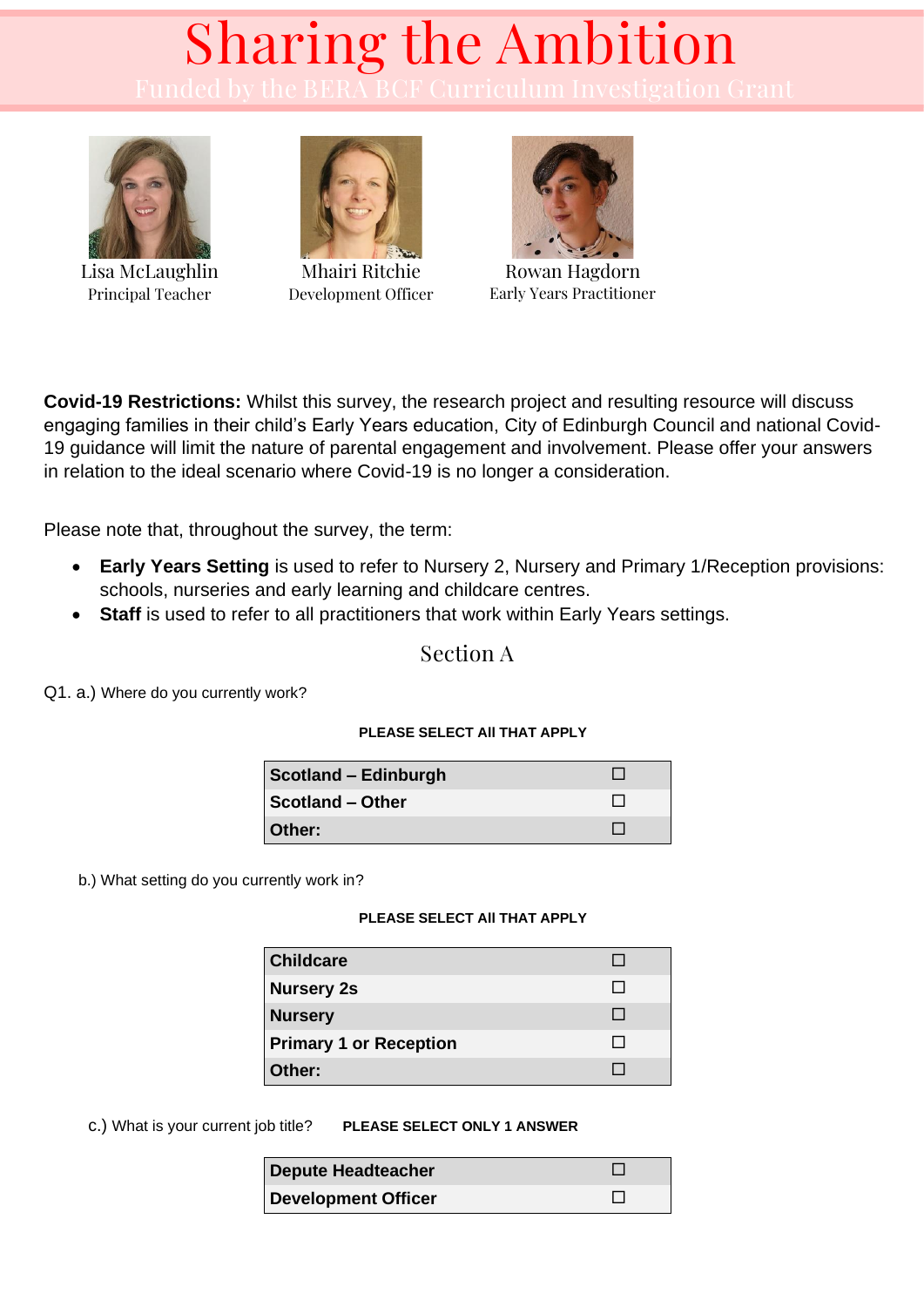# Sharing the Ambition

Funded by the BERA BCF Curriculum Investigation Grant

Lisa McLaughlin
Principal Teacher

Mhairi Ritchie
Development Officer

Rowan Hagdorn
Early Years Practitioner

**Covid-19 Restrictions:** Whilst this survey, the research project and resulting resource will discuss engaging families in their child's Early Years education, City of Edinburgh Council and national Covid-19 guidance will limit the nature of parental engagement and involvement. Please offer your answers in relation to the ideal scenario where Covid-19 is no longer a consideration.

Please note that, throughout the survey, the term:

- **Early Years Setting** is used to refer to Nursery 2, Nursery and Primary 1/Reception provisions: schools, nurseries and early learning and childcare centres.
- **Staff** is used to refer to all practitioners that work within Early Years settings.

## Section A

Q1. a.) Where do you currently work?

**PLEASE SELECT All THAT APPLY**

| | |
|---|---|
| **Scotland – Edinburgh** | ☐ |
| **Scotland – Other** | ☐ |
| **Other:** | ☐ |

b.) What setting do you currently work in?

**PLEASE SELECT All THAT APPLY**

| | |
|---|---|
| **Childcare** | ☐ |
| **Nursery 2s** | ☐ |
| **Nursery** | ☐ |
| **Primary 1 or Reception** | ☐ |
| **Other:** | ☐ |

c.) What is your current job title? **PLEASE SELECT ONLY 1 ANSWER**

| | |
|---|---|
| **Depute Headteacher** | ☐ |
| **Development Officer** | ☐ |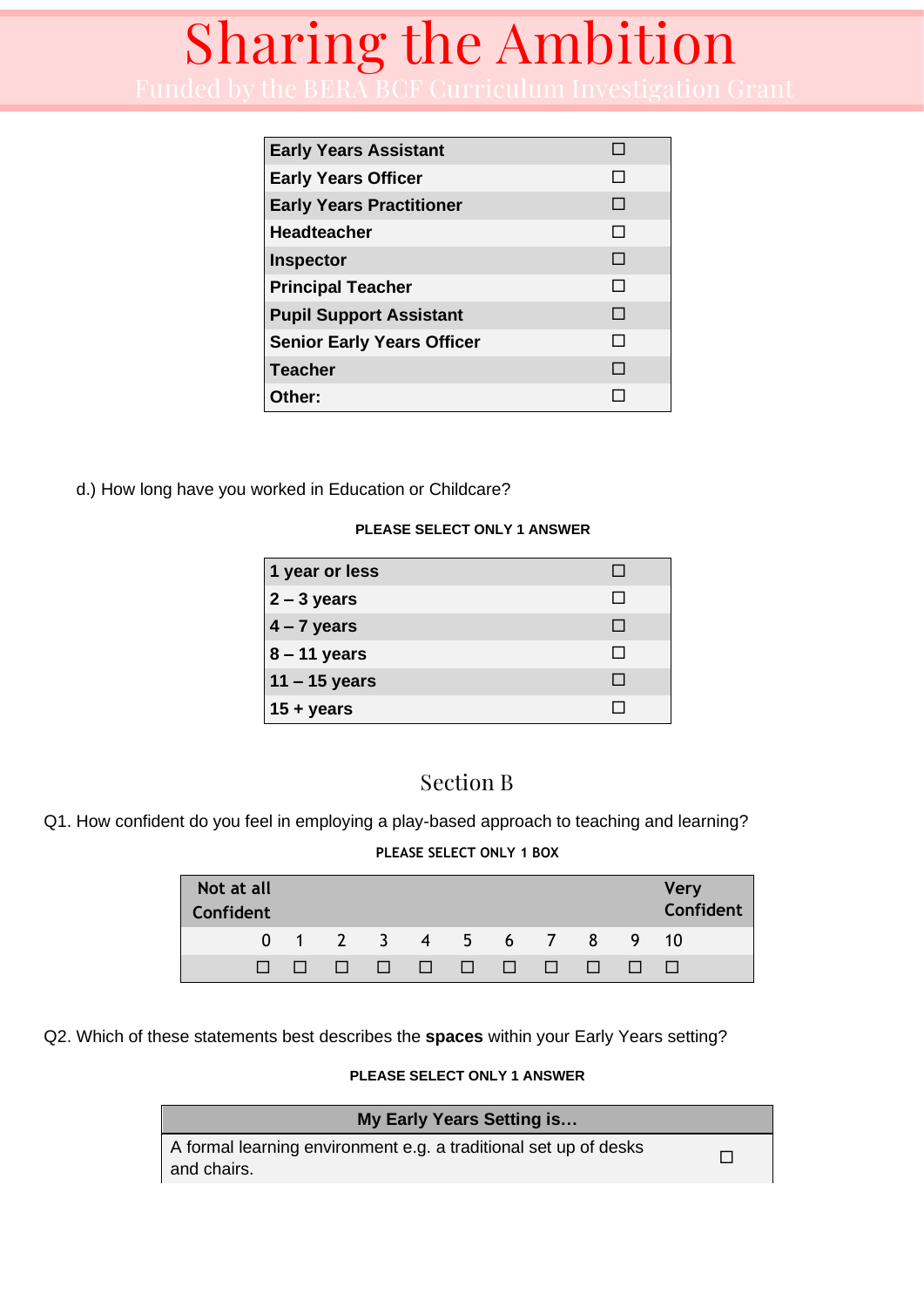| Role | |
|---|---|
| Early Years Assistant | ☐ |
| Early Years Officer | ☐ |
| Early Years Practitioner | ☐ |
| Headteacher | ☐ |
| Inspector | ☐ |
| Principal Teacher | ☐ |
| Pupil Support Assistant | ☐ |
| Senior Early Years Officer | ☐ |
| Teacher | ☐ |
| Other: | ☐ |

d.) How long have you worked in Education or Childcare?

**PLEASE SELECT ONLY 1 ANSWER**

| Length of time | |
|---|---|
| 1 year or less | ☐ |
| 2 – 3 years | ☐ |
| 4 – 7 years | ☐ |
| 8 – 11 years | ☐ |
| 11 – 15 years | ☐ |
| 15 + years | ☐ |

## Section B

Q1. How confident do you feel in employing a play-based approach to teaching and learning?

**PLEASE SELECT ONLY 1 BOX**

| Not at all Confident | | | | | | | | | | Very Confident |
|---|---|---|---|---|---|---|---|---|---|---|
| 0 | 1 | 2 | 3 | 4 | 5 | 6 | 7 | 8 | 9 | 10 |
| ☐ | ☐ | ☐ | ☐ | ☐ | ☐ | ☐ | ☐ | ☐ | ☐ | ☐ |

Q2. Which of these statements best describes the **spaces** within your Early Years setting?

**PLEASE SELECT ONLY 1 ANSWER**

| My Early Years Setting is… | |
|---|---|
| A formal learning environment e.g. a traditional set up of desks and chairs. | ☐ |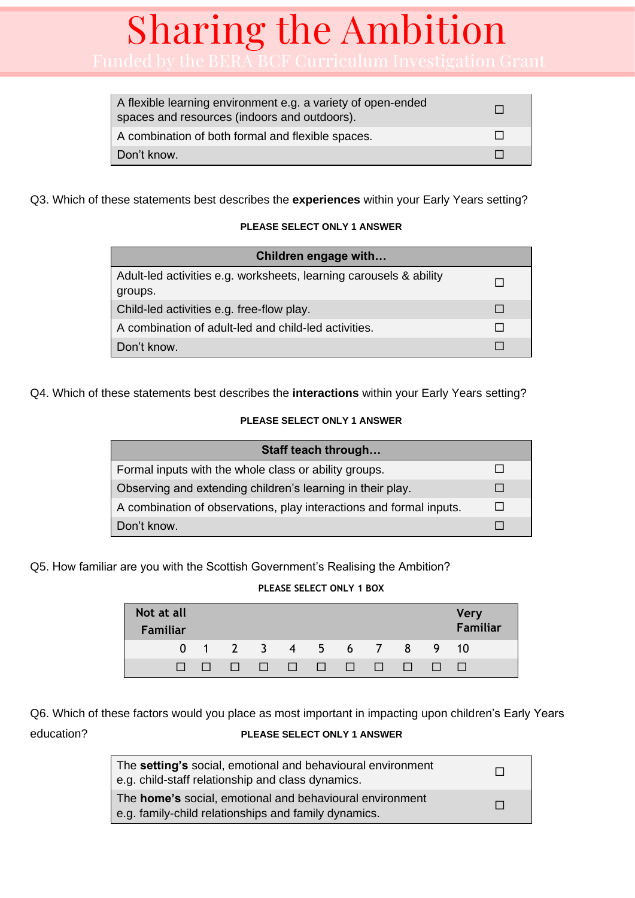| | |
|---|---|
| A flexible learning environment e.g. a variety of open-ended spaces and resources (indoors and outdoors). | ☐ |
| A combination of both formal and flexible spaces. | ☐ |
| Don't know. | ☐ |

Q3. Which of these statements best describes the **experiences** within your Early Years setting?

**PLEASE SELECT ONLY 1 ANSWER**

| Children engage with… | |
|---|---|
| Adult-led activities e.g. worksheets, learning carousels & ability groups. | ☐ |
| Child-led activities e.g. free-flow play. | ☐ |
| A combination of adult-led and child-led activities. | ☐ |
| Don't know. | ☐ |

Q4. Which of these statements best describes the **interactions** within your Early Years setting?

**PLEASE SELECT ONLY 1 ANSWER**

| Staff teach through… | |
|---|---|
| Formal inputs with the whole class or ability groups. | ☐ |
| Observing and extending children's learning in their play. | ☐ |
| A combination of observations, play interactions and formal inputs. | ☐ |
| Don't know. | ☐ |

Q5. How familiar are you with the Scottish Government's Realising the Ambition?

**PLEASE SELECT ONLY 1 BOX**

| Not at all Familiar | | | | | | | | | | Very Familiar |
|---|---|---|---|---|---|---|---|---|---|---|
| 0 | 1 | 2 | 3 | 4 | 5 | 6 | 7 | 8 | 9 | 10 |
| ☐ | ☐ | ☐ | ☐ | ☐ | ☐ | ☐ | ☐ | ☐ | ☐ | ☐ |

Q6. Which of these factors would you place as most important in impacting upon children's Early Years education?

**PLEASE SELECT ONLY 1 ANSWER**

| | |
|---|---|
| The **setting's** social, emotional and behavioural environment e.g. child-staff relationship and class dynamics. | ☐ |
| The **home's** social, emotional and behavioural environment e.g. family-child relationships and family dynamics. | ☐ |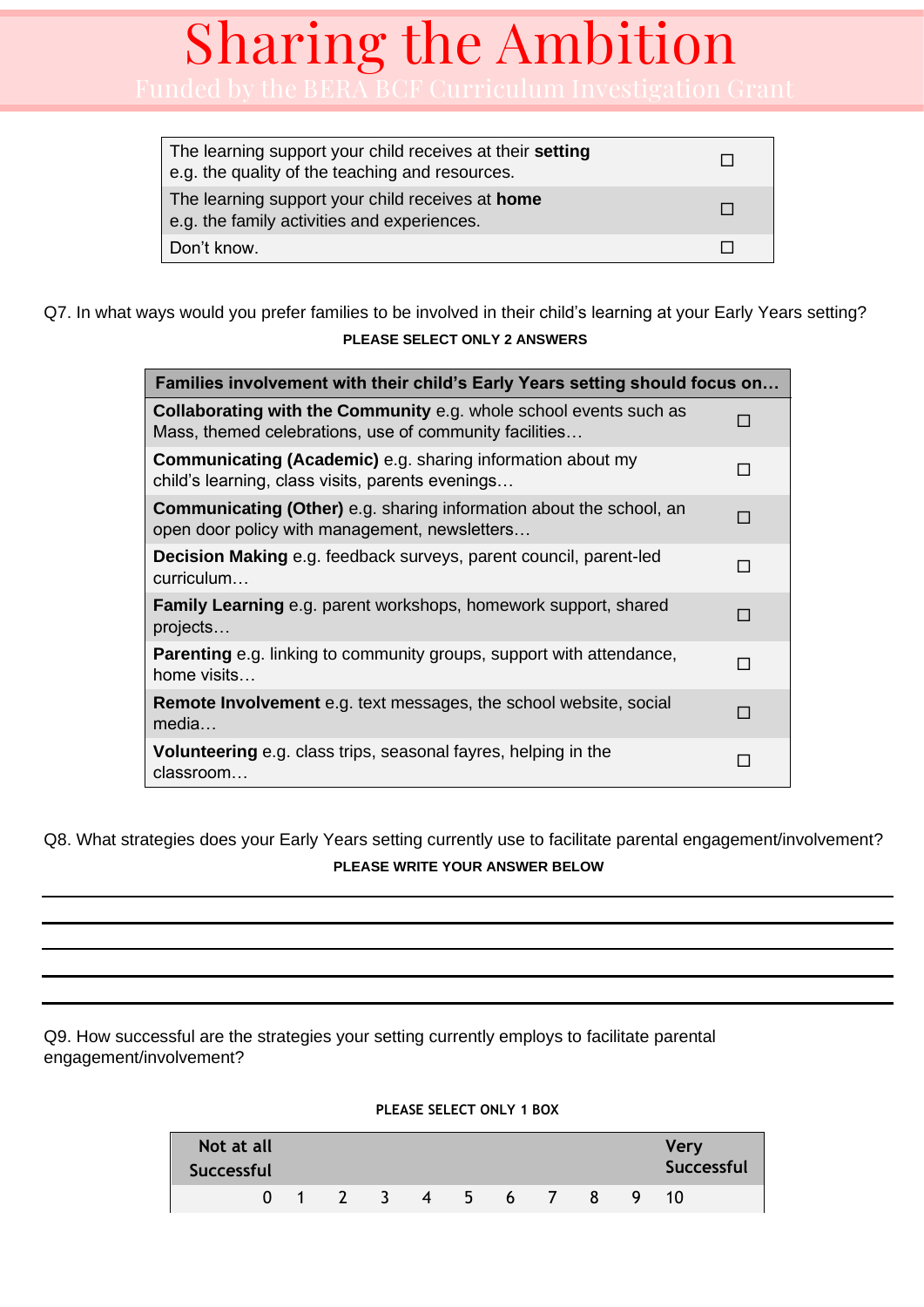| | |
|---|---|
| The learning support your child receives at their **setting** e.g. the quality of the teaching and resources. | ☐ |
| The learning support your child receives at **home** e.g. the family activities and experiences. | ☐ |
| Don't know. | ☐ |

Q7. In what ways would you prefer families to be involved in their child's learning at your Early Years setting?

**PLEASE SELECT ONLY 2 ANSWERS**

| Families involvement with their child's Early Years setting should focus on… | |
|---|---|
| **Collaborating with the Community** e.g. whole school events such as Mass, themed celebrations, use of community facilities… | ☐ |
| **Communicating (Academic)** e.g. sharing information about my child's learning, class visits, parents evenings… | ☐ |
| **Communicating (Other)** e.g. sharing information about the school, an open door policy with management, newsletters… | ☐ |
| **Decision Making** e.g. feedback surveys, parent council, parent-led curriculum… | ☐ |
| **Family Learning** e.g. parent workshops, homework support, shared projects… | ☐ |
| **Parenting** e.g. linking to community groups, support with attendance, home visits… | ☐ |
| **Remote Involvement** e.g. text messages, the school website, social media… | ☐ |
| **Volunteering** e.g. class trips, seasonal fayres, helping in the classroom… | ☐ |

Q8. What strategies does your Early Years setting currently use to facilitate parental engagement/involvement?

**PLEASE WRITE YOUR ANSWER BELOW**

\_\_\_\_\_\_\_\_\_\_\_\_\_\_\_\_\_\_\_\_\_\_\_\_\_\_\_\_\_\_\_\_\_\_\_\_\_\_\_\_\_\_\_\_\_\_\_\_\_\_\_\_\_\_\_\_\_\_\_\_

\_\_\_\_\_\_\_\_\_\_\_\_\_\_\_\_\_\_\_\_\_\_\_\_\_\_\_\_\_\_\_\_\_\_\_\_\_\_\_\_\_\_\_\_\_\_\_\_\_\_\_\_\_\_\_\_\_\_\_\_

\_\_\_\_\_\_\_\_\_\_\_\_\_\_\_\_\_\_\_\_\_\_\_\_\_\_\_\_\_\_\_\_\_\_\_\_\_\_\_\_\_\_\_\_\_\_\_\_\_\_\_\_\_\_\_\_\_\_\_\_

\_\_\_\_\_\_\_\_\_\_\_\_\_\_\_\_\_\_\_\_\_\_\_\_\_\_\_\_\_\_\_\_\_\_\_\_\_\_\_\_\_\_\_\_\_\_\_\_\_\_\_\_\_\_\_\_\_\_\_\_

Q9. How successful are the strategies your setting currently employs to facilitate parental engagement/involvement?

**PLEASE SELECT ONLY 1 BOX**

| Not at all Successful | | | | | | | | | | Very Successful |
|---|---|---|---|---|---|---|---|---|---|---|
| 0 | 1 | 2 | 3 | 4 | 5 | 6 | 7 | 8 | 9 | 10 |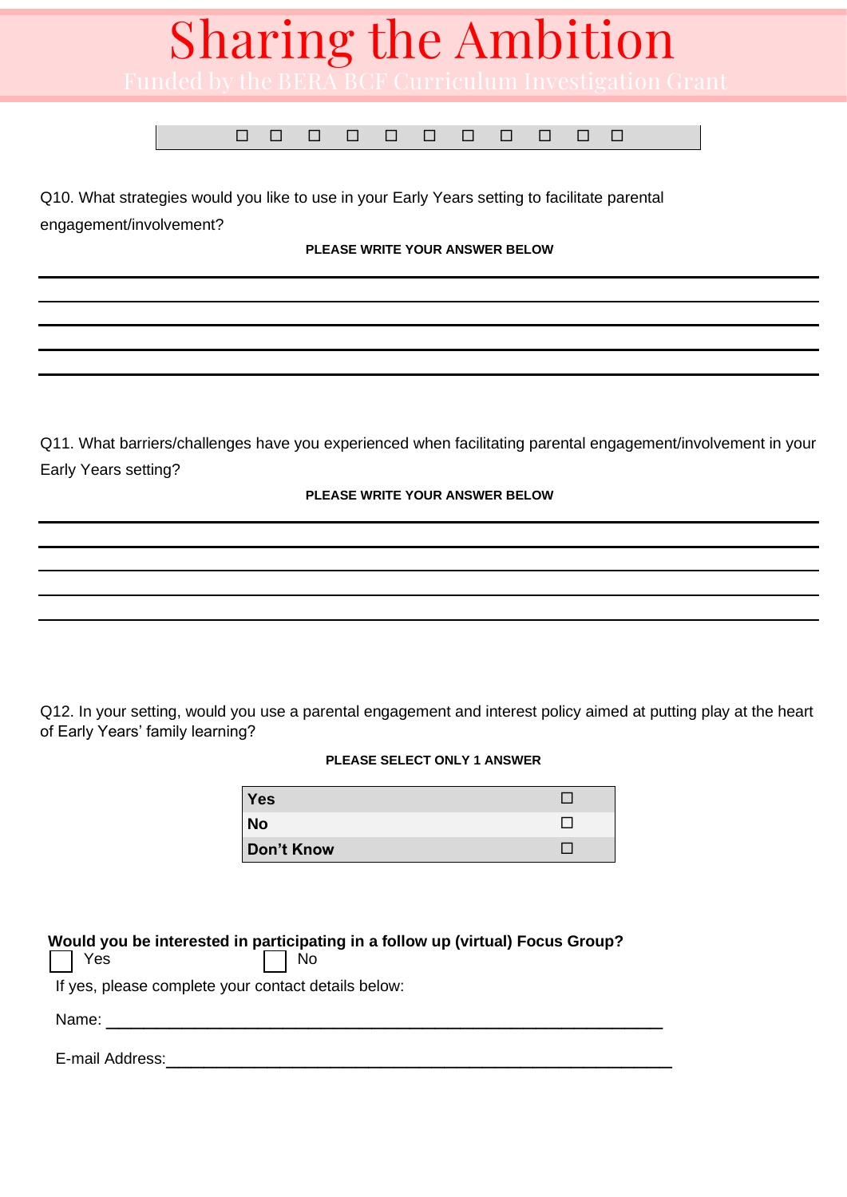# Sharing the Ambition

Funded by the BERA BCF Curriculum Investigation Grant

| ☐ | ☐ | ☐ | ☐ | ☐ | ☐ | ☐ | ☐ | ☐ | ☐ | ☐ |
|---|---|---|---|---|---|---|---|---|---|---|

Q10. What strategies would you like to use in your Early Years setting to facilitate parental engagement/involvement?

**PLEASE WRITE YOUR ANSWER BELOW**

______________________________________________________________________

______________________________________________________________________

______________________________________________________________________

______________________________________________________________________

______________________________________________________________________

Q11. What barriers/challenges have you experienced when facilitating parental engagement/involvement in your Early Years setting?

**PLEASE WRITE YOUR ANSWER BELOW**

______________________________________________________________________

______________________________________________________________________

______________________________________________________________________

______________________________________________________________________

______________________________________________________________________

Q12. In your setting, would you use a parental engagement and interest policy aimed at putting play at the heart of Early Years' family learning?

**PLEASE SELECT ONLY 1 ANSWER**

| | |
|---|---|
| **Yes** | ☐ |
| **No** | ☐ |
| **Don't Know** | ☐ |

**Would you be interested in participating in a follow up (virtual) Focus Group?**

☐ Yes ☐ No

If yes, please complete your contact details below:

Name: ______________________________________________________________

E-mail Address: ______________________________________________________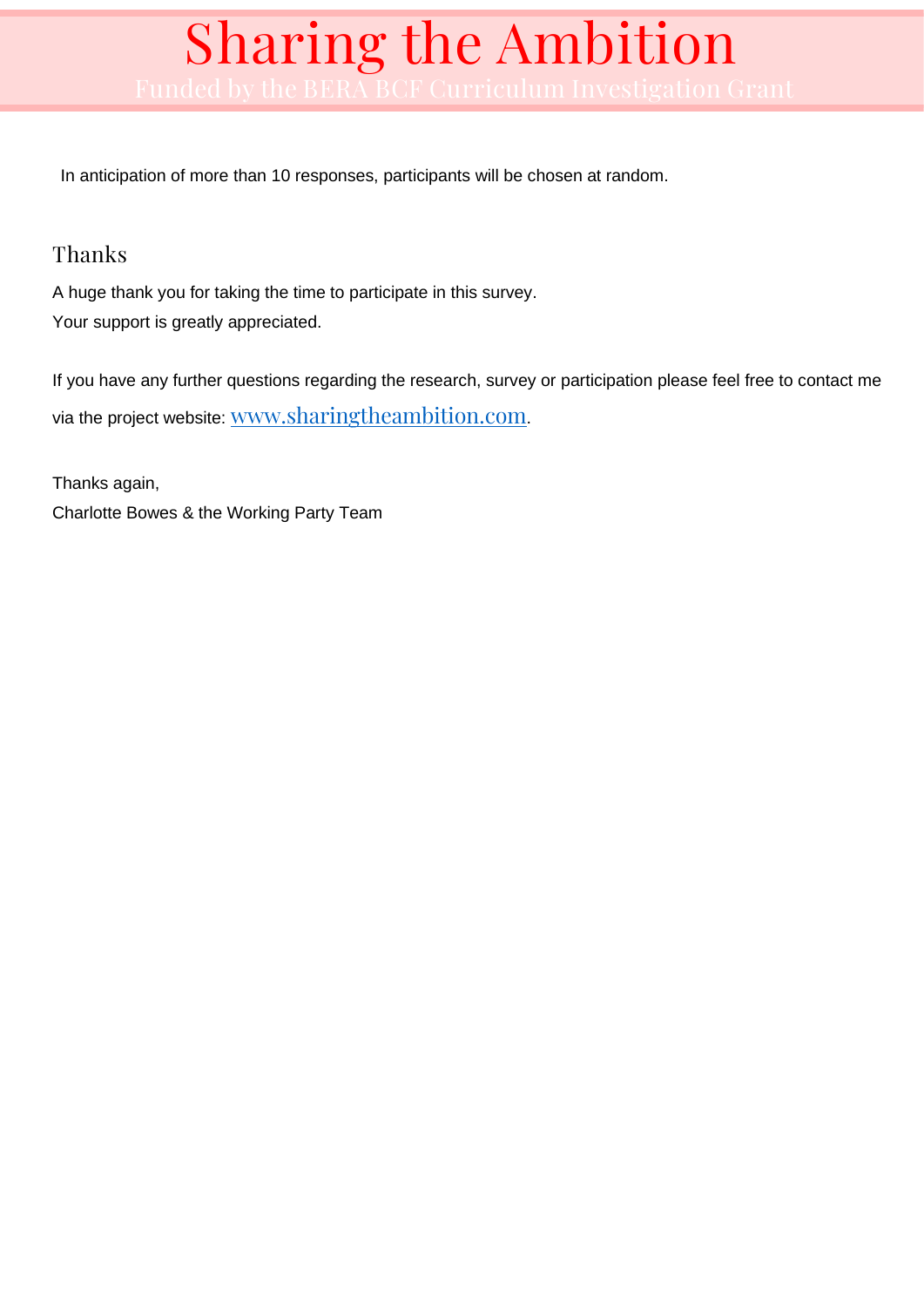In anticipation of more than 10 responses, participants will be chosen at random.

## Thanks

A huge thank you for taking the time to participate in this survey.
Your support is greatly appreciated.

If you have any further questions regarding the research, survey or participation please feel free to contact me via the project website: www.sharingtheambition.com.

Thanks again,
Charlotte Bowes & the Working Party Team